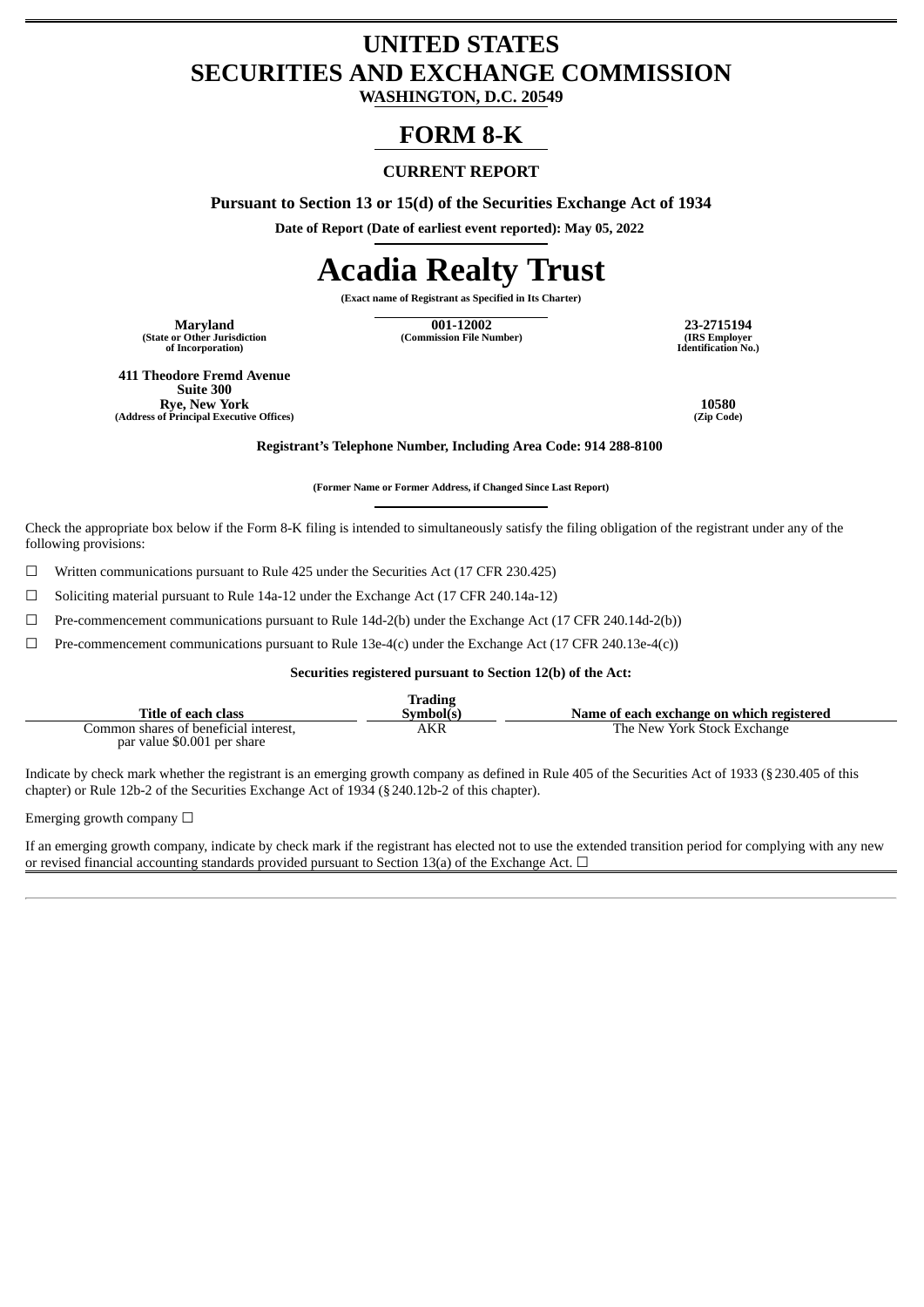# UNITED STATES
# SECURITIES AND EXCHANGE COMMISSION

**WASHINGTON, D.C. 20549**

# FORM 8-K

### CURRENT REPORT

**Pursuant to Section 13 or 15(d) of the Securities Exchange Act of 1934**

**Date of Report (Date of earliest event reported): May 05, 2022**

# Acadia Realty Trust

**(Exact name of Registrant as Specified in Its Charter)**

| Maryland | 001-12002 | 23-2715194 |
|---|---|---|
| (State or Other Jurisdiction of Incorporation) | (Commission File Number) | (IRS Employer Identification No.) |

| 411 Theodore Fremd Avenue Suite 300 Rye, New York | 10580 |
|---|---|
| (Address of Principal Executive Offices) | (Zip Code) |

**Registrant's Telephone Number, Including Area Code: 914 288-8100**

**(Former Name or Former Address, if Changed Since Last Report)**

Check the appropriate box below if the Form 8-K filing is intended to simultaneously satisfy the filing obligation of the registrant under any of the following provisions:

☐ Written communications pursuant to Rule 425 under the Securities Act (17 CFR 230.425)

☐ Soliciting material pursuant to Rule 14a-12 under the Exchange Act (17 CFR 240.14a-12)

☐ Pre-commencement communications pursuant to Rule 14d-2(b) under the Exchange Act (17 CFR 240.14d-2(b))

☐ Pre-commencement communications pursuant to Rule 13e-4(c) under the Exchange Act (17 CFR 240.13e-4(c))

**Securities registered pursuant to Section 12(b) of the Act:**

| Title of each class | Trading Symbol(s) | Name of each exchange on which registered |
|---|---|---|
| Common shares of beneficial interest, par value $0.001 per share | AKR | The New York Stock Exchange |

Indicate by check mark whether the registrant is an emerging growth company as defined in Rule 405 of the Securities Act of 1933 (§230.405 of this chapter) or Rule 12b-2 of the Securities Exchange Act of 1934 (§240.12b-2 of this chapter).

Emerging growth company ☐

If an emerging growth company, indicate by check mark if the registrant has elected not to use the extended transition period for complying with any new or revised financial accounting standards provided pursuant to Section 13(a) of the Exchange Act. ☐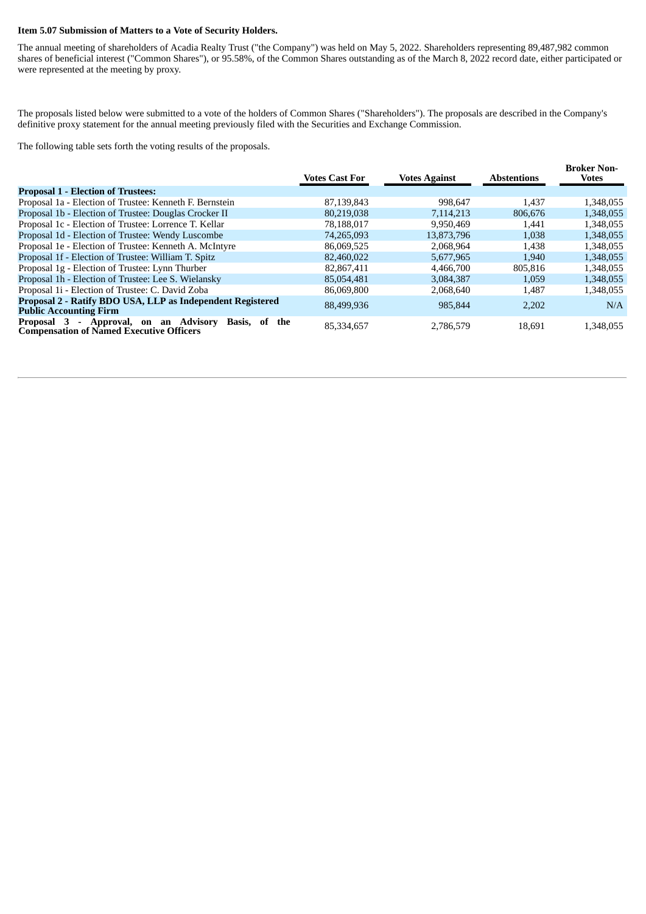**Item 5.07 Submission of Matters to a Vote of Security Holders.**

The annual meeting of shareholders of Acadia Realty Trust ("the Company") was held on May 5, 2022. Shareholders representing 89,487,982 common shares of beneficial interest ("Common Shares"), or 95.58%, of the Common Shares outstanding as of the March 8, 2022 record date, either participated or were represented at the meeting by proxy.

The proposals listed below were submitted to a vote of the holders of Common Shares ("Shareholders"). The proposals are described in the Company's definitive proxy statement for the annual meeting previously filed with the Securities and Exchange Commission.

The following table sets forth the voting results of the proposals.

| | Votes Cast For | Votes Against | Abstentions | Broker Non-Votes |
|---|---|---|---|---|
| **Proposal 1 - Election of Trustees:** | | | | |
| Proposal 1a - Election of Trustee: Kenneth F. Bernstein | 87,139,843 | 998,647 | 1,437 | 1,348,055 |
| Proposal 1b - Election of Trustee: Douglas Crocker II | 80,219,038 | 7,114,213 | 806,676 | 1,348,055 |
| Proposal 1c - Election of Trustee: Lorrence T. Kellar | 78,188,017 | 9,950,469 | 1,441 | 1,348,055 |
| Proposal 1d - Election of Trustee: Wendy Luscombe | 74,265,093 | 13,873,796 | 1,038 | 1,348,055 |
| Proposal 1e - Election of Trustee: Kenneth A. McIntyre | 86,069,525 | 2,068,964 | 1,438 | 1,348,055 |
| Proposal 1f - Election of Trustee: William T. Spitz | 82,460,022 | 5,677,965 | 1,940 | 1,348,055 |
| Proposal 1g - Election of Trustee: Lynn Thurber | 82,867,411 | 4,466,700 | 805,816 | 1,348,055 |
| Proposal 1h - Election of Trustee: Lee S. Wielansky | 85,054,481 | 3,084,387 | 1,059 | 1,348,055 |
| Proposal 1i - Election of Trustee: C. David Zoba | 86,069,800 | 2,068,640 | 1,487 | 1,348,055 |
| **Proposal 2 - Ratify BDO USA, LLP as Independent Registered Public Accounting Firm** | 88,499,936 | 985,844 | 2,202 | N/A |
| **Proposal 3 - Approval, on an Advisory Basis, of the Compensation of Named Executive Officers** | 85,334,657 | 2,786,579 | 18,691 | 1,348,055 |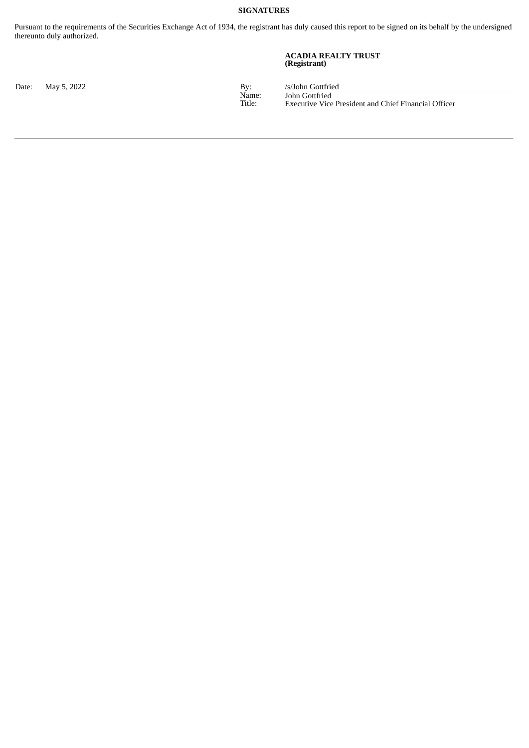## SIGNATURES

Pursuant to the requirements of the Securities Exchange Act of 1934, the registrant has duly caused this report to be signed on its behalf by the undersigned thereunto duly authorized.

**ACADIA REALTY TRUST**
**(Registrant)**

| | | | |
|---|---|---|---|
| Date: | May 5, 2022 | By: | /s/John Gottfried |
| | | Name: | John Gottfried |
| | | Title: | Executive Vice President and Chief Financial Officer |